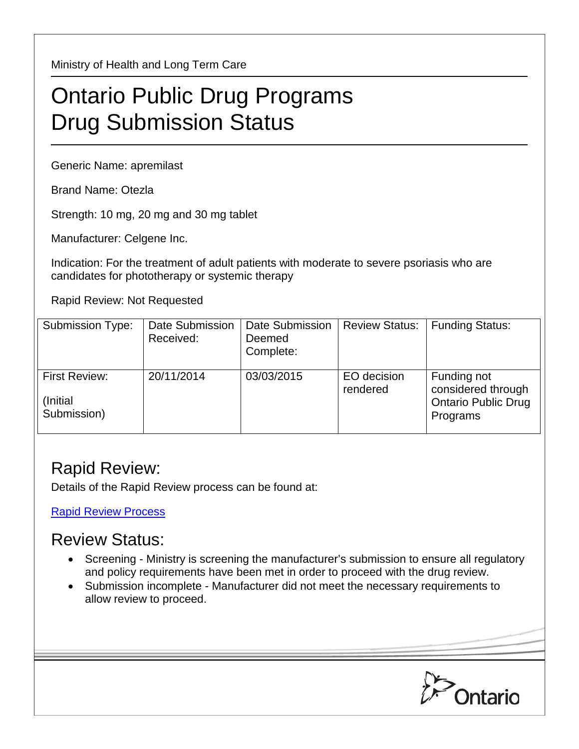Ministry of Health and Long Term Care

# Ontario Public Drug Programs Drug Submission Status

Generic Name: apremilast

Brand Name: Otezla

Strength: 10 mg, 20 mg and 30 mg tablet

Manufacturer: Celgene Inc.

Indication: For the treatment of adult patients with moderate to severe psoriasis who are candidates for phototherapy or systemic therapy

Rapid Review: Not Requested

| Submission Type: | Date Submission Received: | Date Submission Deemed Complete: | Review Status: | Funding Status: |
|---|---|---|---|---|
| First Review: (Initial Submission) | 20/11/2014 | 03/03/2015 | EO decision rendered | Funding not considered through Ontario Public Drug Programs |

## Rapid Review:

Details of the Rapid Review process can be found at:

Rapid Review Process

## Review Status:

- Screening - Ministry is screening the manufacturer's submission to ensure all regulatory and policy requirements have been met in order to proceed with the drug review.
- Submission incomplete - Manufacturer did not meet the necessary requirements to allow review to proceed.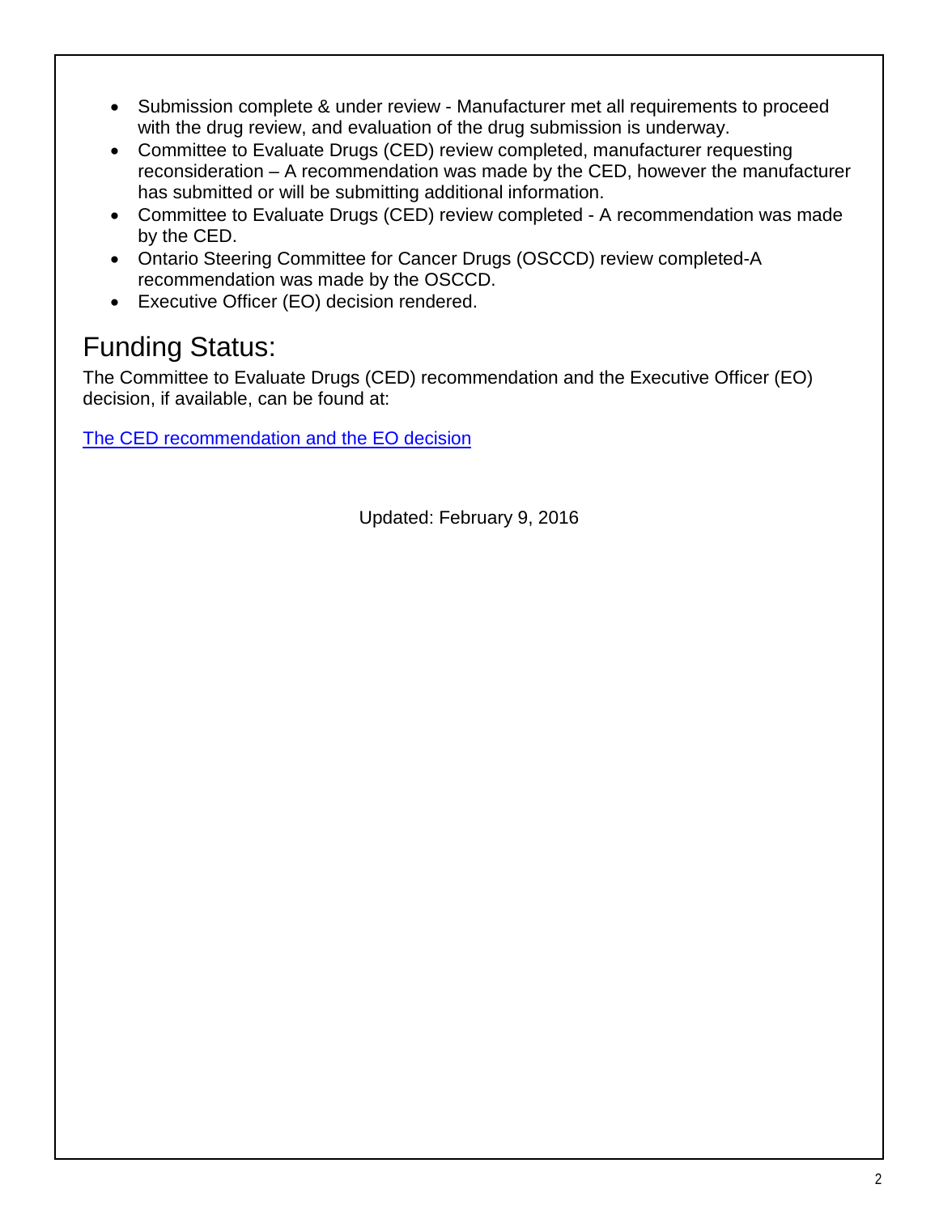- Submission complete & under review - Manufacturer met all requirements to proceed with the drug review, and evaluation of the drug submission is underway.
- Committee to Evaluate Drugs (CED) review completed, manufacturer requesting reconsideration – A recommendation was made by the CED, however the manufacturer has submitted or will be submitting additional information.
- Committee to Evaluate Drugs (CED) review completed - A recommendation was made by the CED.
- Ontario Steering Committee for Cancer Drugs (OSCCD) review completed-A recommendation was made by the OSCCD.
- Executive Officer (EO) decision rendered.

## Funding Status:

The Committee to Evaluate Drugs (CED) recommendation and the Executive Officer (EO) decision, if available, can be found at:

The CED recommendation and the EO decision

Updated: February 9, 2016